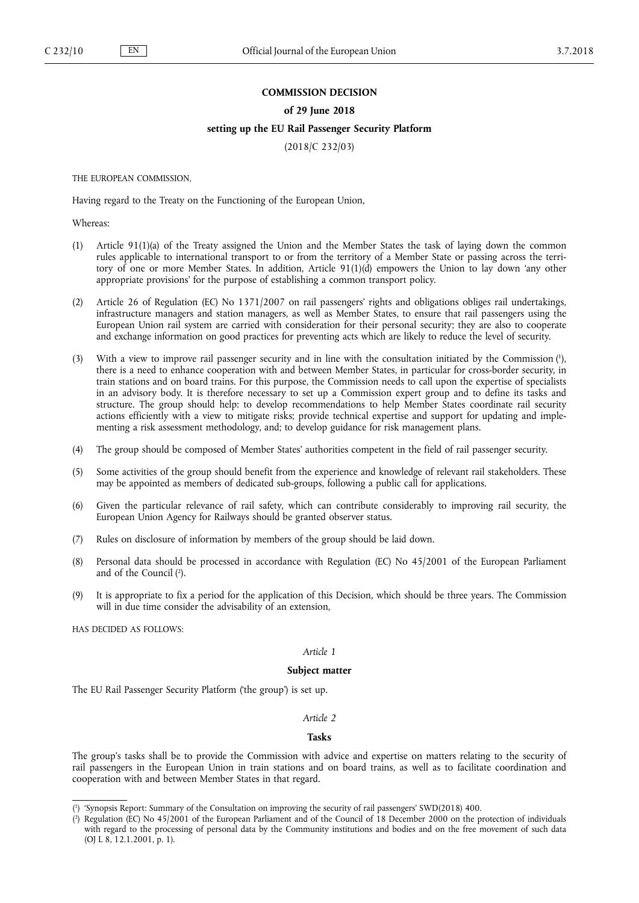**COMMISSION DECISION**

**of 29 June 2018**

**setting up the EU Rail Passenger Security Platform**

(2018/C 232/03)

THE EUROPEAN COMMISSION,

Having regard to the Treaty on the Functioning of the European Union,

Whereas:

(1) Article 91(1)(a) of the Treaty assigned the Union and the Member States the task of laying down the common rules applicable to international transport to or from the territory of a Member State or passing across the territory of one or more Member States. In addition, Article 91(1)(d) empowers the Union to lay down 'any other appropriate provisions' for the purpose of establishing a common transport policy.

(2) Article 26 of Regulation (EC) No 1371/2007 on rail passengers' rights and obligations obliges rail undertakings, infrastructure managers and station managers, as well as Member States, to ensure that rail passengers using the European Union rail system are carried with consideration for their personal security; they are also to cooperate and exchange information on good practices for preventing acts which are likely to reduce the level of security.

(3) With a view to improve rail passenger security and in line with the consultation initiated by the Commission [1], there is a need to enhance cooperation with and between Member States, in particular for cross-border security, in train stations and on board trains. For this purpose, the Commission needs to call upon the expertise of specialists in an advisory body. It is therefore necessary to set up a Commission expert group and to define its tasks and structure. The group should help: to develop recommendations to help Member States coordinate rail security actions efficiently with a view to mitigate risks; provide technical expertise and support for updating and implementing a risk assessment methodology, and; to develop guidance for risk management plans.

(4) The group should be composed of Member States' authorities competent in the field of rail passenger security.

(5) Some activities of the group should benefit from the experience and knowledge of relevant rail stakeholders. These may be appointed as members of dedicated sub-groups, following a public call for applications.

(6) Given the particular relevance of rail safety, which can contribute considerably to improving rail security, the European Union Agency for Railways should be granted observer status.

(7) Rules on disclosure of information by members of the group should be laid down.

(8) Personal data should be processed in accordance with Regulation (EC) No 45/2001 of the European Parliament and of the Council [2].

(9) It is appropriate to fix a period for the application of this Decision, which should be three years. The Commission will in due time consider the advisability of an extension,

HAS DECIDED AS FOLLOWS:

*Article 1*

**Subject matter**

The EU Rail Passenger Security Platform ('the group') is set up.

*Article 2*

**Tasks**

The group's tasks shall be to provide the Commission with advice and expertise on matters relating to the security of rail passengers in the European Union in train stations and on board trains, as well as to facilitate coordination and cooperation with and between Member States in that regard.

---

[1] 'Synopsis Report: Summary of the Consultation on improving the security of rail passengers' SWD(2018) 400.

[2] Regulation (EC) No 45/2001 of the European Parliament and of the Council of 18 December 2000 on the protection of individuals with regard to the processing of personal data by the Community institutions and bodies and on the free movement of such data (OJ L 8, 12.1.2001, p. 1).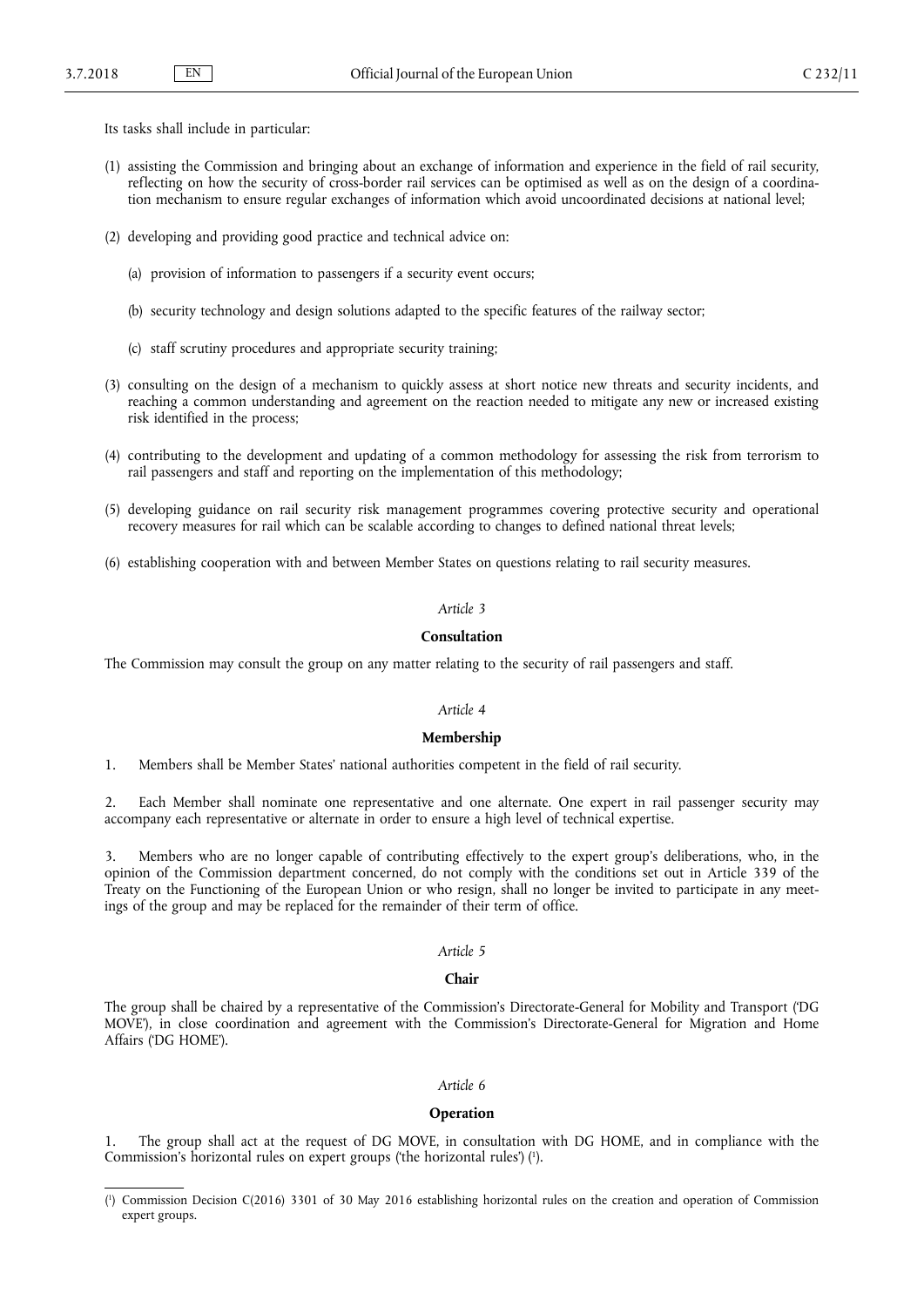Its tasks shall include in particular:

(1) assisting the Commission and bringing about an exchange of information and experience in the field of rail security, reflecting on how the security of cross-border rail services can be optimised as well as on the design of a coordination mechanism to ensure regular exchanges of information which avoid uncoordinated decisions at national level;

(2) developing and providing good practice and technical advice on:

 (a) provision of information to passengers if a security event occurs;

 (b) security technology and design solutions adapted to the specific features of the railway sector;

 (c) staff scrutiny procedures and appropriate security training;

(3) consulting on the design of a mechanism to quickly assess at short notice new threats and security incidents, and reaching a common understanding and agreement on the reaction needed to mitigate any new or increased existing risk identified in the process;

(4) contributing to the development and updating of a common methodology for assessing the risk from terrorism to rail passengers and staff and reporting on the implementation of this methodology;

(5) developing guidance on rail security risk management programmes covering protective security and operational recovery measures for rail which can be scalable according to changes to defined national threat levels;

(6) establishing cooperation with and between Member States on questions relating to rail security measures.

*Article 3*

**Consultation**

The Commission may consult the group on any matter relating to the security of rail passengers and staff.

*Article 4*

**Membership**

1. Members shall be Member States' national authorities competent in the field of rail security.

2. Each Member shall nominate one representative and one alternate. One expert in rail passenger security may accompany each representative or alternate in order to ensure a high level of technical expertise.

3. Members who are no longer capable of contributing effectively to the expert group's deliberations, who, in the opinion of the Commission department concerned, do not comply with the conditions set out in Article 339 of the Treaty on the Functioning of the European Union or who resign, shall no longer be invited to participate in any meetings of the group and may be replaced for the remainder of their term of office.

*Article 5*

**Chair**

The group shall be chaired by a representative of the Commission's Directorate-General for Mobility and Transport ('DG MOVE'), in close coordination and agreement with the Commission's Directorate-General for Migration and Home Affairs ('DG HOME').

*Article 6*

**Operation**

1. The group shall act at the request of DG MOVE, in consultation with DG HOME, and in compliance with the Commission's horizontal rules on expert groups ('the horizontal rules') [1].

---

[1] Commission Decision C(2016) 3301 of 30 May 2016 establishing horizontal rules on the creation and operation of Commission expert groups.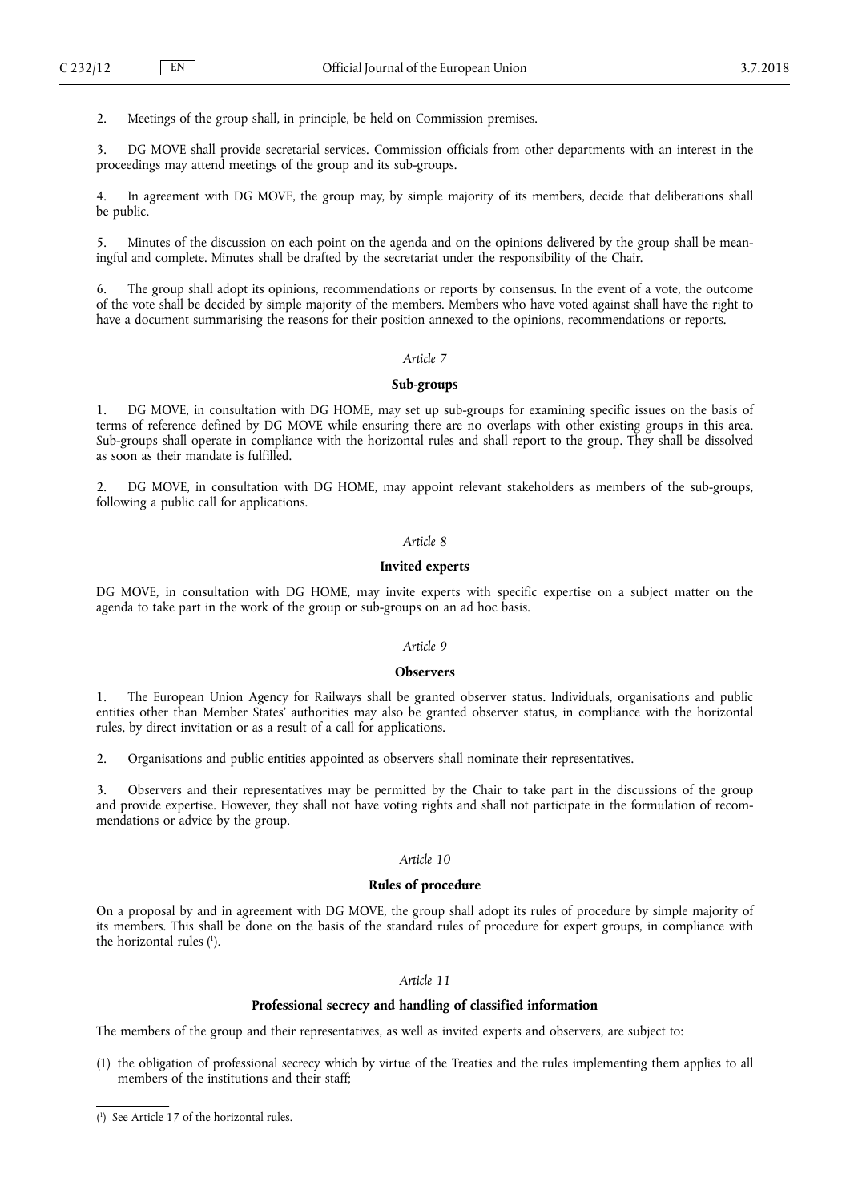2. Meetings of the group shall, in principle, be held on Commission premises.

3. DG MOVE shall provide secretarial services. Commission officials from other departments with an interest in the proceedings may attend meetings of the group and its sub-groups.

4. In agreement with DG MOVE, the group may, by simple majority of its members, decide that deliberations shall be public.

5. Minutes of the discussion on each point on the agenda and on the opinions delivered by the group shall be meaningful and complete. Minutes shall be drafted by the secretariat under the responsibility of the Chair.

6. The group shall adopt its opinions, recommendations or reports by consensus. In the event of a vote, the outcome of the vote shall be decided by simple majority of the members. Members who have voted against shall have the right to have a document summarising the reasons for their position annexed to the opinions, recommendations or reports.

*Article 7*

**Sub-groups**

1. DG MOVE, in consultation with DG HOME, may set up sub-groups for examining specific issues on the basis of terms of reference defined by DG MOVE while ensuring there are no overlaps with other existing groups in this area. Sub-groups shall operate in compliance with the horizontal rules and shall report to the group. They shall be dissolved as soon as their mandate is fulfilled.

2. DG MOVE, in consultation with DG HOME, may appoint relevant stakeholders as members of the sub-groups, following a public call for applications.

*Article 8*

**Invited experts**

DG MOVE, in consultation with DG HOME, may invite experts with specific expertise on a subject matter on the agenda to take part in the work of the group or sub-groups on an ad hoc basis.

*Article 9*

**Observers**

1. The European Union Agency for Railways shall be granted observer status. Individuals, organisations and public entities other than Member States' authorities may also be granted observer status, in compliance with the horizontal rules, by direct invitation or as a result of a call for applications.

2. Organisations and public entities appointed as observers shall nominate their representatives.

3. Observers and their representatives may be permitted by the Chair to take part in the discussions of the group and provide expertise. However, they shall not have voting rights and shall not participate in the formulation of recommendations or advice by the group.

*Article 10*

**Rules of procedure**

On a proposal by and in agreement with DG MOVE, the group shall adopt its rules of procedure by simple majority of its members. This shall be done on the basis of the standard rules of procedure for expert groups, in compliance with the horizontal rules ([1]).

*Article 11*

**Professional secrecy and handling of classified information**

The members of the group and their representatives, as well as invited experts and observers, are subject to:

(1) the obligation of professional secrecy which by virtue of the Treaties and the rules implementing them applies to all members of the institutions and their staff;

([1]) See Article 17 of the horizontal rules.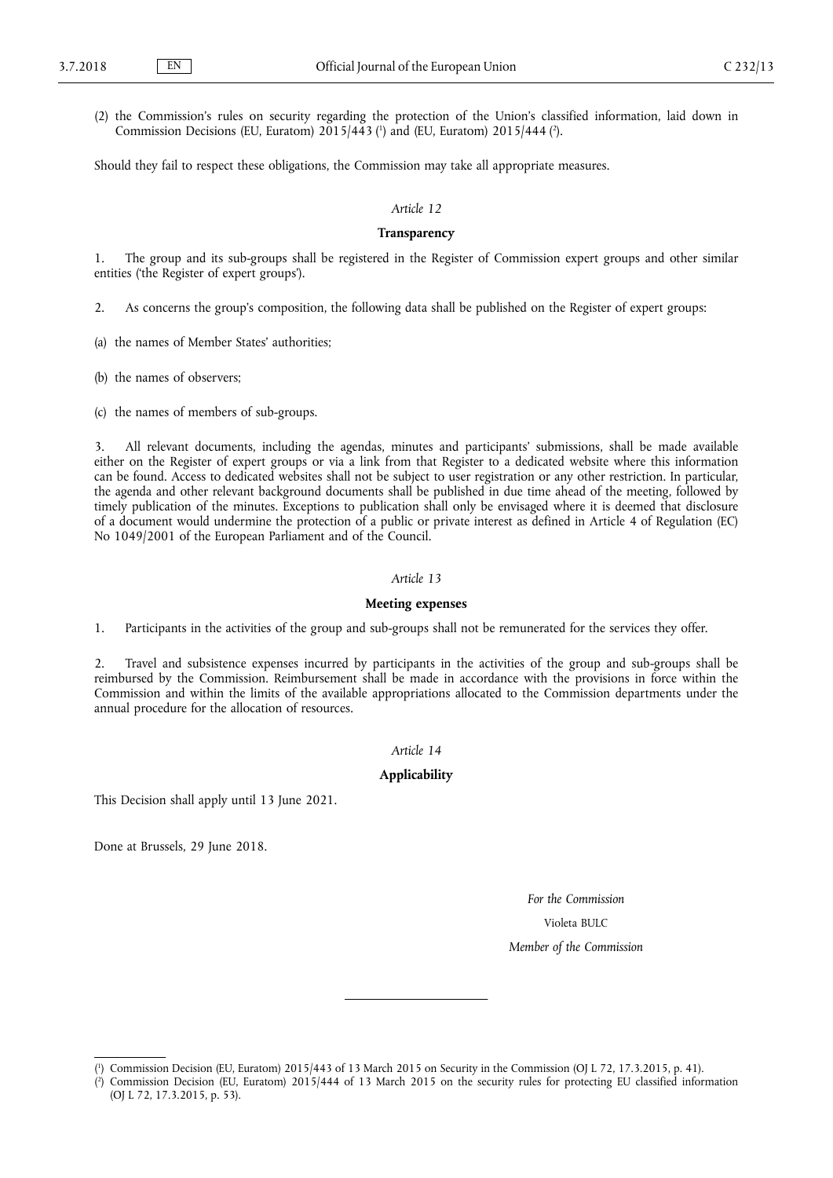(2) the Commission's rules on security regarding the protection of the Union's classified information, laid down in Commission Decisions (EU, Euratom) 2015/443 [1] and (EU, Euratom) 2015/444 [2].

Should they fail to respect these obligations, the Commission may take all appropriate measures.

*Article 12*

**Transparency**

1. The group and its sub-groups shall be registered in the Register of Commission expert groups and other similar entities ('the Register of expert groups').

2. As concerns the group's composition, the following data shall be published on the Register of expert groups:

(a) the names of Member States' authorities;

(b) the names of observers;

(c) the names of members of sub-groups.

3. All relevant documents, including the agendas, minutes and participants' submissions, shall be made available either on the Register of expert groups or via a link from that Register to a dedicated website where this information can be found. Access to dedicated websites shall not be subject to user registration or any other restriction. In particular, the agenda and other relevant background documents shall be published in due time ahead of the meeting, followed by timely publication of the minutes. Exceptions to publication shall only be envisaged where it is deemed that disclosure of a document would undermine the protection of a public or private interest as defined in Article 4 of Regulation (EC) No 1049/2001 of the European Parliament and of the Council.

*Article 13*

**Meeting expenses**

1. Participants in the activities of the group and sub-groups shall not be remunerated for the services they offer.

2. Travel and subsistence expenses incurred by participants in the activities of the group and sub-groups shall be reimbursed by the Commission. Reimbursement shall be made in accordance with the provisions in force within the Commission and within the limits of the available appropriations allocated to the Commission departments under the annual procedure for the allocation of resources.

*Article 14*

**Applicability**

This Decision shall apply until 13 June 2021.

Done at Brussels, 29 June 2018.

*For the Commission*

Violeta BULC

*Member of the Commission*

---

[1] Commission Decision (EU, Euratom) 2015/443 of 13 March 2015 on Security in the Commission (OJ L 72, 17.3.2015, p. 41).

[2] Commission Decision (EU, Euratom) 2015/444 of 13 March 2015 on the security rules for protecting EU classified information (OJ L 72, 17.3.2015, p. 53).